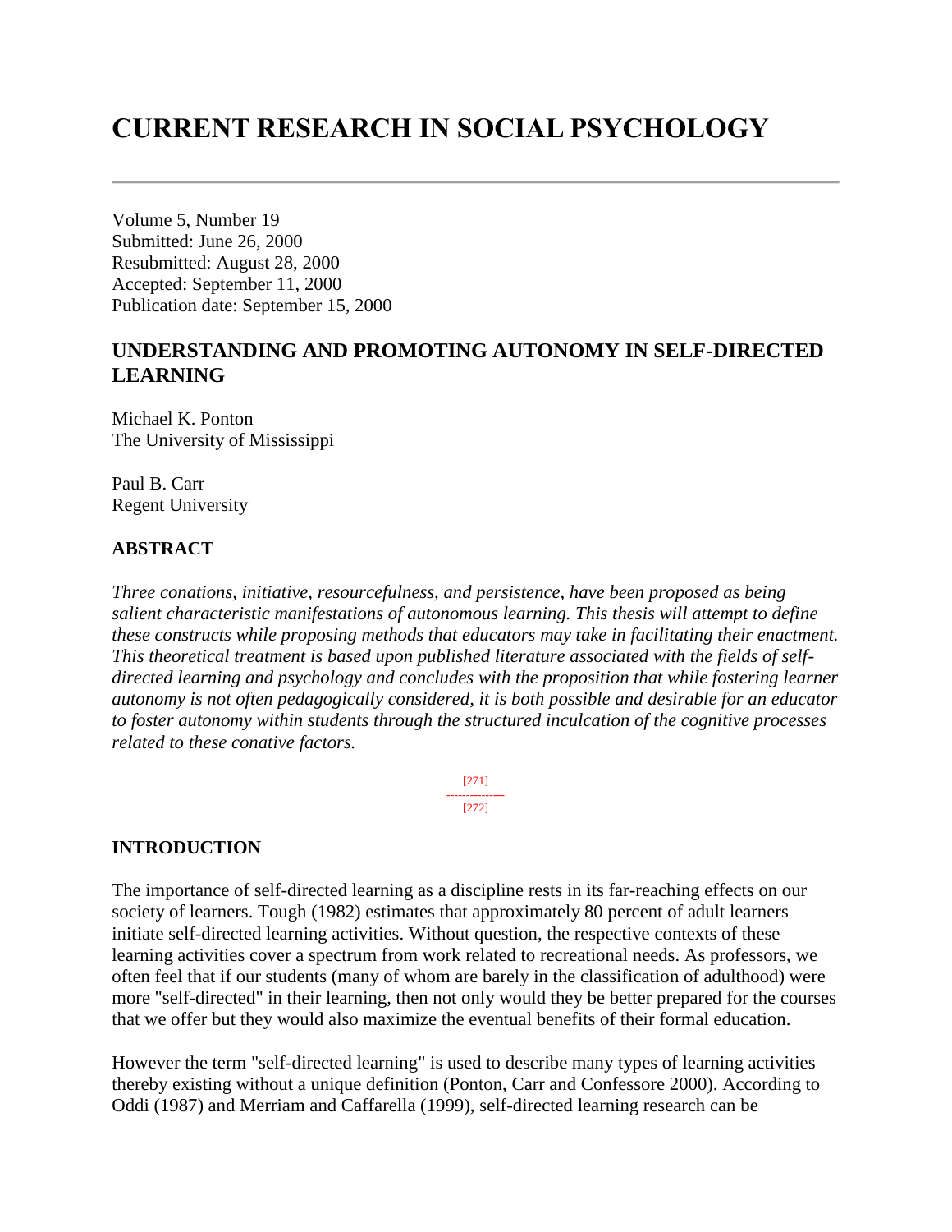# CURRENT RESEARCH IN SOCIAL PSYCHOLOGY

---

Volume 5, Number 19
Submitted: June 26, 2000
Resubmitted: August 28, 2000
Accepted: September 11, 2000
Publication date: September 15, 2000

## UNDERSTANDING AND PROMOTING AUTONOMY IN SELF-DIRECTED LEARNING

Michael K. Ponton
The University of Mississippi

Paul B. Carr
Regent University

### ABSTRACT

*Three conations, initiative, resourcefulness, and persistence, have been proposed as being salient characteristic manifestations of autonomous learning. This thesis will attempt to define these constructs while proposing methods that educators may take in facilitating their enactment. This theoretical treatment is based upon published literature associated with the fields of self-directed learning and psychology and concludes with the proposition that while fostering learner autonomy is not often pedagogically considered, it is both possible and desirable for an educator to foster autonomy within students through the structured inculcation of the cognitive processes related to these conative factors.*

### INTRODUCTION

The importance of self-directed learning as a discipline rests in its far-reaching effects on our society of learners. Tough (1982) estimates that approximately 80 percent of adult learners initiate self-directed learning activities. Without question, the respective contexts of these learning activities cover a spectrum from work related to recreational needs. As professors, we often feel that if our students (many of whom are barely in the classification of adulthood) were more "self-directed" in their learning, then not only would they be better prepared for the courses that we offer but they would also maximize the eventual benefits of their formal education.

However the term "self-directed learning" is used to describe many types of learning activities thereby existing without a unique definition (Ponton, Carr and Confessore 2000). According to Oddi (1987) and Merriam and Caffarella (1999), self-directed learning research can be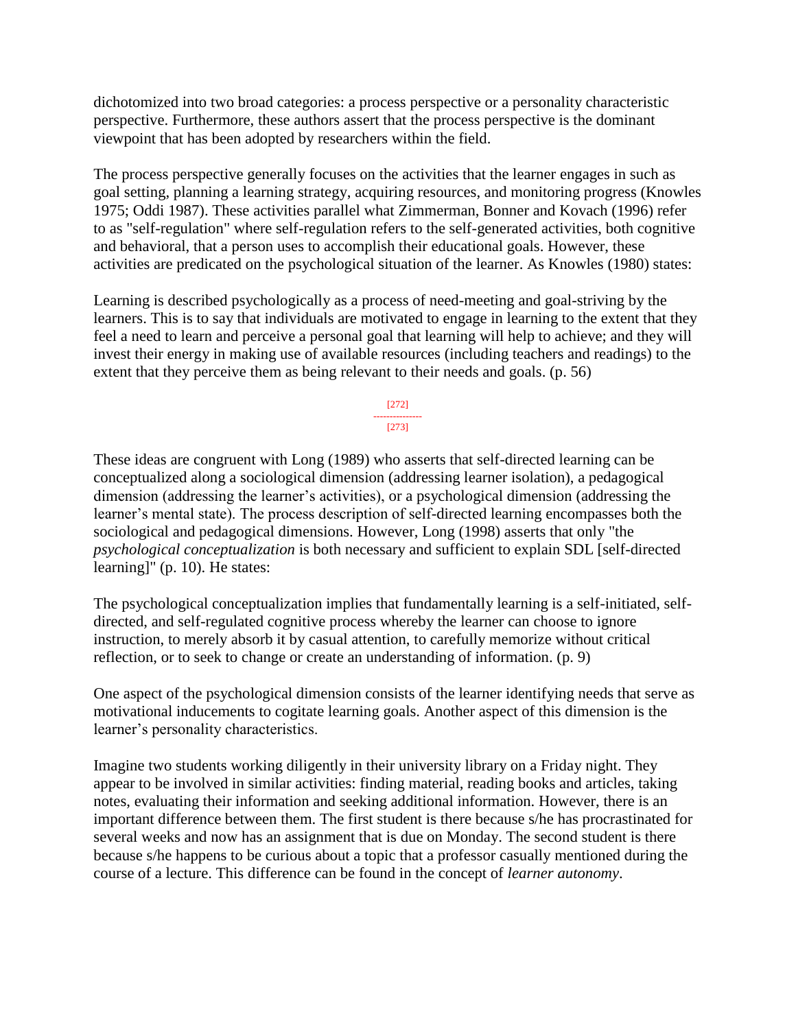dichotomized into two broad categories: a process perspective or a personality characteristic perspective. Furthermore, these authors assert that the process perspective is the dominant viewpoint that has been adopted by researchers within the field.

The process perspective generally focuses on the activities that the learner engages in such as goal setting, planning a learning strategy, acquiring resources, and monitoring progress (Knowles 1975; Oddi 1987). These activities parallel what Zimmerman, Bonner and Kovach (1996) refer to as "self-regulation" where self-regulation refers to the self-generated activities, both cognitive and behavioral, that a person uses to accomplish their educational goals. However, these activities are predicated on the psychological situation of the learner. As Knowles (1980) states:

> Learning is described psychologically as a process of need-meeting and goal-striving by the learners. This is to say that individuals are motivated to engage in learning to the extent that they feel a need to learn and perceive a personal goal that learning will help to achieve; and they will invest their energy in making use of available resources (including teachers and readings) to the extent that they perceive them as being relevant to their needs and goals. (p. 56)

These ideas are congruent with Long (1989) who asserts that self-directed learning can be conceptualized along a sociological dimension (addressing learner isolation), a pedagogical dimension (addressing the learner's activities), or a psychological dimension (addressing the learner's mental state). The process description of self-directed learning encompasses both the sociological and pedagogical dimensions. However, Long (1998) asserts that only "the *psychological conceptualization* is both necessary and sufficient to explain SDL [self-directed learning]" (p. 10). He states:

> The psychological conceptualization implies that fundamentally learning is a self-initiated, self-directed, and self-regulated cognitive process whereby the learner can choose to ignore instruction, to merely absorb it by casual attention, to carefully memorize without critical reflection, or to seek to change or create an understanding of information. (p. 9)

One aspect of the psychological dimension consists of the learner identifying needs that serve as motivational inducements to cogitate learning goals. Another aspect of this dimension is the learner's personality characteristics.

Imagine two students working diligently in their university library on a Friday night. They appear to be involved in similar activities: finding material, reading books and articles, taking notes, evaluating their information and seeking additional information. However, there is an important difference between them. The first student is there because s/he has procrastinated for several weeks and now has an assignment that is due on Monday. The second student is there because s/he happens to be curious about a topic that a professor casually mentioned during the course of a lecture. This difference can be found in the concept of *learner autonomy*.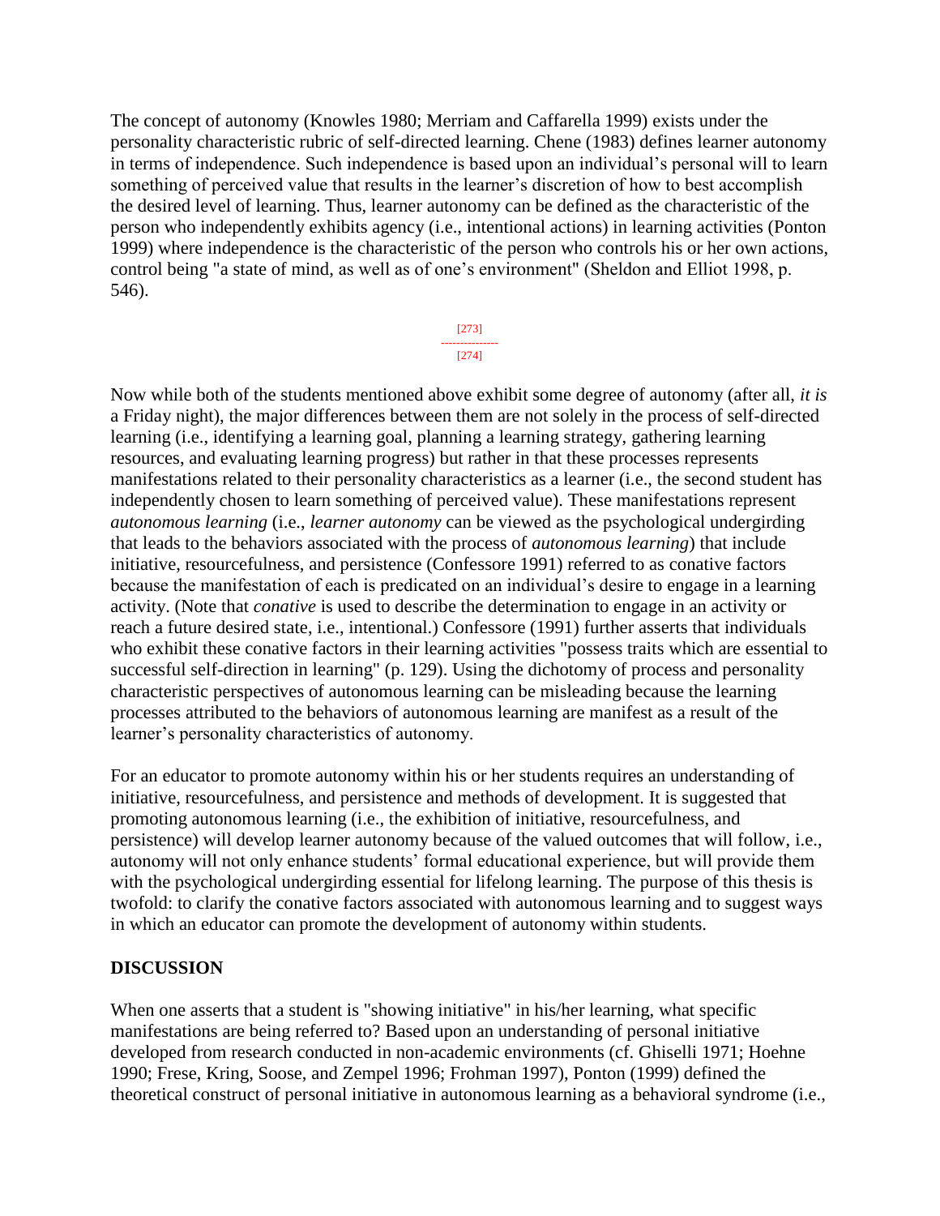The concept of autonomy (Knowles 1980; Merriam and Caffarella 1999) exists under the personality characteristic rubric of self-directed learning. Chene (1983) defines learner autonomy in terms of independence. Such independence is based upon an individual's personal will to learn something of perceived value that results in the learner's discretion of how to best accomplish the desired level of learning. Thus, learner autonomy can be defined as the characteristic of the person who independently exhibits agency (i.e., intentional actions) in learning activities (Ponton 1999) where independence is the characteristic of the person who controls his or her own actions, control being "a state of mind, as well as of one's environment" (Sheldon and Elliot 1998, p. 546).

Now while both of the students mentioned above exhibit some degree of autonomy (after all, *it is* a Friday night), the major differences between them are not solely in the process of self-directed learning (i.e., identifying a learning goal, planning a learning strategy, gathering learning resources, and evaluating learning progress) but rather in that these processes represents manifestations related to their personality characteristics as a learner (i.e., the second student has independently chosen to learn something of perceived value). These manifestations represent *autonomous learning* (i.e., *learner autonomy* can be viewed as the psychological undergirding that leads to the behaviors associated with the process of *autonomous learning*) that include initiative, resourcefulness, and persistence (Confessore 1991) referred to as conative factors because the manifestation of each is predicated on an individual's desire to engage in a learning activity. (Note that *conative* is used to describe the determination to engage in an activity or reach a future desired state, i.e., intentional.) Confessore (1991) further asserts that individuals who exhibit these conative factors in their learning activities "possess traits which are essential to successful self-direction in learning" (p. 129). Using the dichotomy of process and personality characteristic perspectives of autonomous learning can be misleading because the learning processes attributed to the behaviors of autonomous learning are manifest as a result of the learner's personality characteristics of autonomy.

For an educator to promote autonomy within his or her students requires an understanding of initiative, resourcefulness, and persistence and methods of development. It is suggested that promoting autonomous learning (i.e., the exhibition of initiative, resourcefulness, and persistence) will develop learner autonomy because of the valued outcomes that will follow, i.e., autonomy will not only enhance students' formal educational experience, but will provide them with the psychological undergirding essential for lifelong learning. The purpose of this thesis is twofold: to clarify the conative factors associated with autonomous learning and to suggest ways in which an educator can promote the development of autonomy within students.

## DISCUSSION

When one asserts that a student is "showing initiative" in his/her learning, what specific manifestations are being referred to? Based upon an understanding of personal initiative developed from research conducted in non-academic environments (cf. Ghiselli 1971; Hoehne 1990; Frese, Kring, Soose, and Zempel 1996; Frohman 1997), Ponton (1999) defined the theoretical construct of personal initiative in autonomous learning as a behavioral syndrome (i.e.,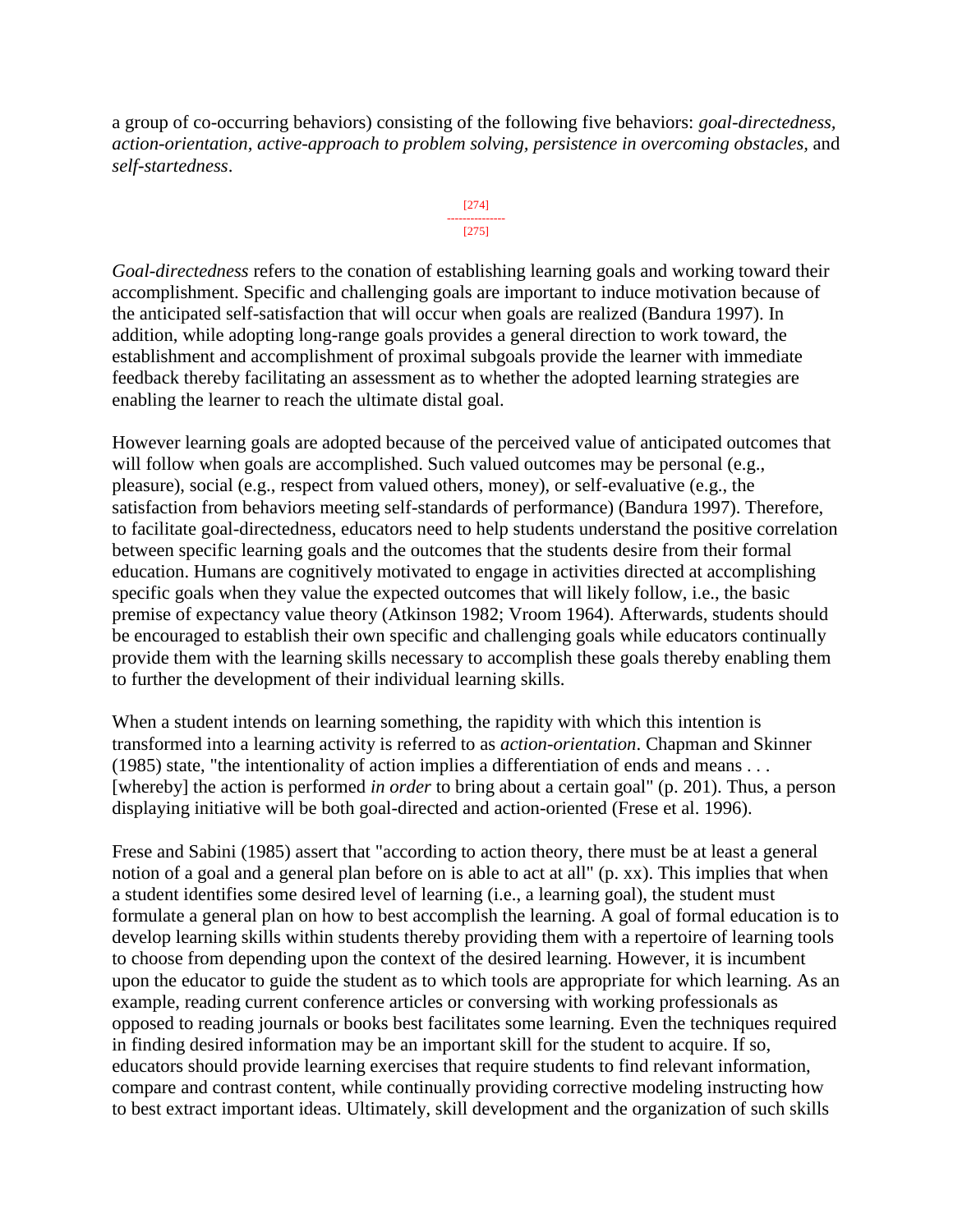a group of co-occurring behaviors) consisting of the following five behaviors: *goal-directedness, action-orientation, active-approach to problem solving, persistence in overcoming obstacles,* and *self-startedness*.

*Goal-directedness* refers to the conation of establishing learning goals and working toward their accomplishment. Specific and challenging goals are important to induce motivation because of the anticipated self-satisfaction that will occur when goals are realized (Bandura 1997). In addition, while adopting long-range goals provides a general direction to work toward, the establishment and accomplishment of proximal subgoals provide the learner with immediate feedback thereby facilitating an assessment as to whether the adopted learning strategies are enabling the learner to reach the ultimate distal goal.

However learning goals are adopted because of the perceived value of anticipated outcomes that will follow when goals are accomplished. Such valued outcomes may be personal (e.g., pleasure), social (e.g., respect from valued others, money), or self-evaluative (e.g., the satisfaction from behaviors meeting self-standards of performance) (Bandura 1997). Therefore, to facilitate goal-directedness, educators need to help students understand the positive correlation between specific learning goals and the outcomes that the students desire from their formal education. Humans are cognitively motivated to engage in activities directed at accomplishing specific goals when they value the expected outcomes that will likely follow, i.e., the basic premise of expectancy value theory (Atkinson 1982; Vroom 1964). Afterwards, students should be encouraged to establish their own specific and challenging goals while educators continually provide them with the learning skills necessary to accomplish these goals thereby enabling them to further the development of their individual learning skills.

When a student intends on learning something, the rapidity with which this intention is transformed into a learning activity is referred to as *action-orientation*. Chapman and Skinner (1985) state, "the intentionality of action implies a differentiation of ends and means . . . [whereby] the action is performed *in order* to bring about a certain goal" (p. 201). Thus, a person displaying initiative will be both goal-directed and action-oriented (Frese et al. 1996).

Frese and Sabini (1985) assert that "according to action theory, there must be at least a general notion of a goal and a general plan before on is able to act at all" (p. xx). This implies that when a student identifies some desired level of learning (i.e., a learning goal), the student must formulate a general plan on how to best accomplish the learning. A goal of formal education is to develop learning skills within students thereby providing them with a repertoire of learning tools to choose from depending upon the context of the desired learning. However, it is incumbent upon the educator to guide the student as to which tools are appropriate for which learning. As an example, reading current conference articles or conversing with working professionals as opposed to reading journals or books best facilitates some learning. Even the techniques required in finding desired information may be an important skill for the student to acquire. If so, educators should provide learning exercises that require students to find relevant information, compare and contrast content, while continually providing corrective modeling instructing how to best extract important ideas. Ultimately, skill development and the organization of such skills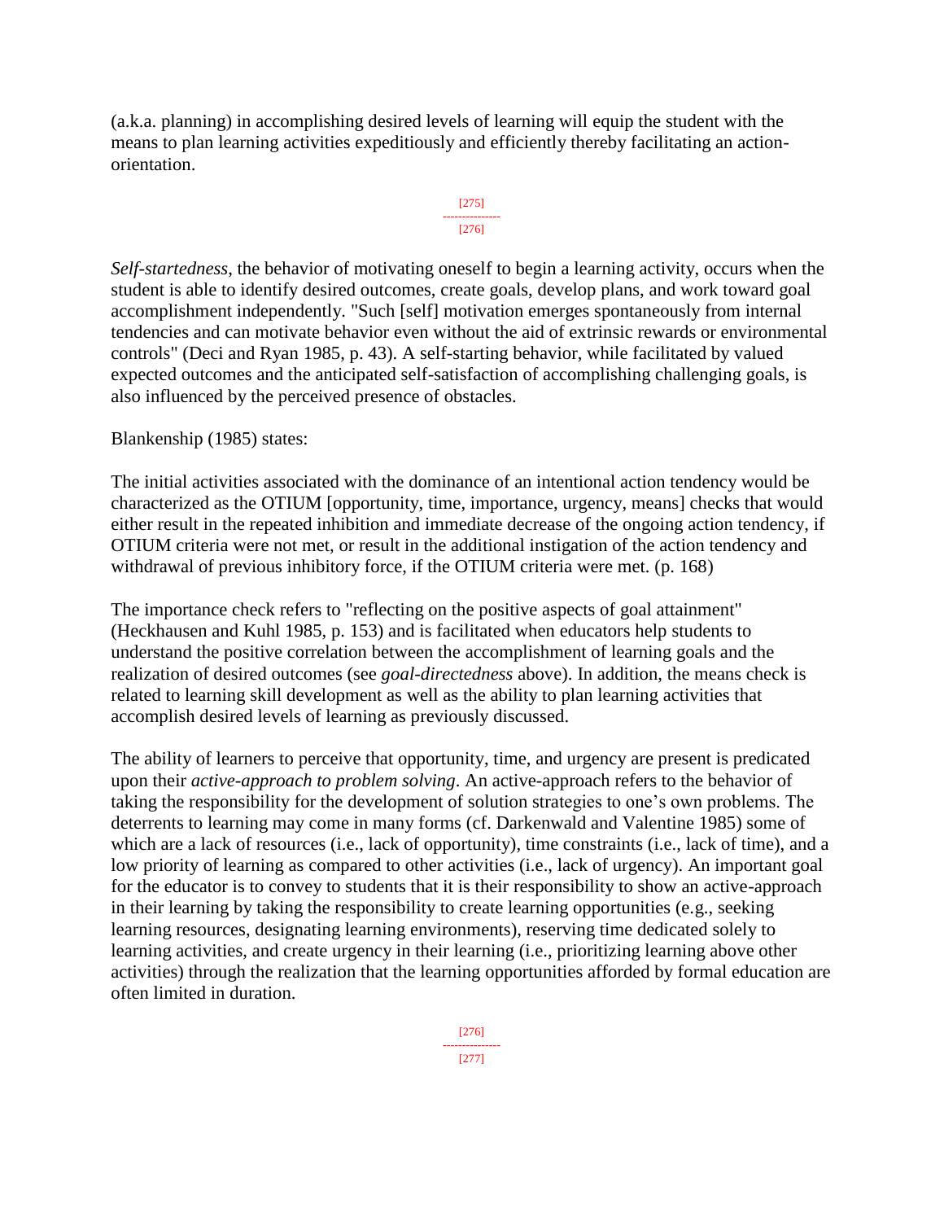(a.k.a. planning) in accomplishing desired levels of learning will equip the student with the means to plan learning activities expeditiously and efficiently thereby facilitating an action-orientation.

*Self-startedness*, the behavior of motivating oneself to begin a learning activity, occurs when the student is able to identify desired outcomes, create goals, develop plans, and work toward goal accomplishment independently. "Such [self] motivation emerges spontaneously from internal tendencies and can motivate behavior even without the aid of extrinsic rewards or environmental controls" (Deci and Ryan 1985, p. 43). A self-starting behavior, while facilitated by valued expected outcomes and the anticipated self-satisfaction of accomplishing challenging goals, is also influenced by the perceived presence of obstacles.

Blankenship (1985) states:

The initial activities associated with the dominance of an intentional action tendency would be characterized as the OTIUM [opportunity, time, importance, urgency, means] checks that would either result in the repeated inhibition and immediate decrease of the ongoing action tendency, if OTIUM criteria were not met, or result in the additional instigation of the action tendency and withdrawal of previous inhibitory force, if the OTIUM criteria were met. (p. 168)

The importance check refers to "reflecting on the positive aspects of goal attainment" (Heckhausen and Kuhl 1985, p. 153) and is facilitated when educators help students to understand the positive correlation between the accomplishment of learning goals and the realization of desired outcomes (see *goal-directedness* above). In addition, the means check is related to learning skill development as well as the ability to plan learning activities that accomplish desired levels of learning as previously discussed.

The ability of learners to perceive that opportunity, time, and urgency are present is predicated upon their *active-approach to problem solving*. An active-approach refers to the behavior of taking the responsibility for the development of solution strategies to one's own problems. The deterrents to learning may come in many forms (cf. Darkenwald and Valentine 1985) some of which are a lack of resources (i.e., lack of opportunity), time constraints (i.e., lack of time), and a low priority of learning as compared to other activities (i.e., lack of urgency). An important goal for the educator is to convey to students that it is their responsibility to show an active-approach in their learning by taking the responsibility to create learning opportunities (e.g., seeking learning resources, designating learning environments), reserving time dedicated solely to learning activities, and create urgency in their learning (i.e., prioritizing learning above other activities) through the realization that the learning opportunities afforded by formal education are often limited in duration.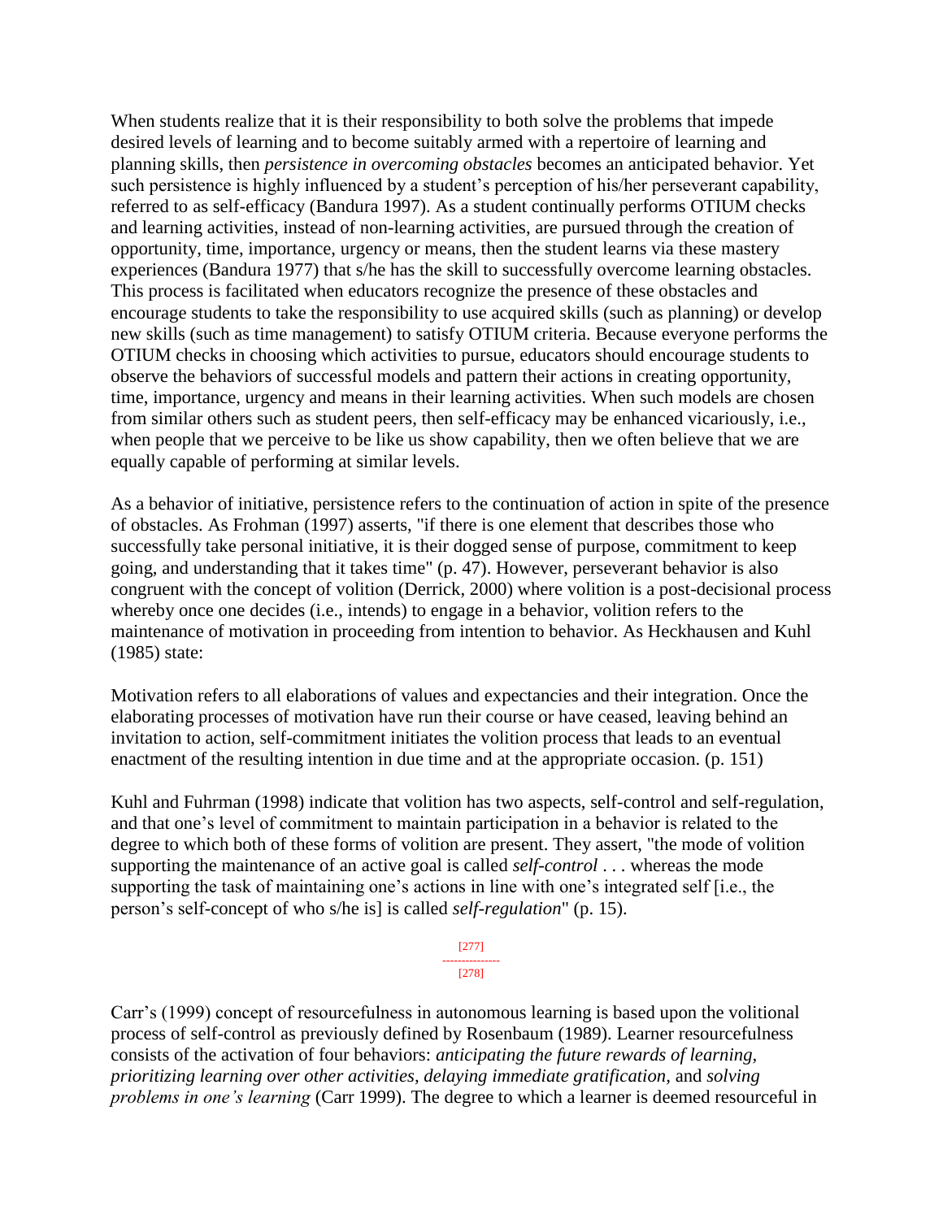When students realize that it is their responsibility to both solve the problems that impede desired levels of learning and to become suitably armed with a repertoire of learning and planning skills, then *persistence in overcoming obstacles* becomes an anticipated behavior. Yet such persistence is highly influenced by a student's perception of his/her perseverant capability, referred to as self-efficacy (Bandura 1997). As a student continually performs OTIUM checks and learning activities, instead of non-learning activities, are pursued through the creation of opportunity, time, importance, urgency or means, then the student learns via these mastery experiences (Bandura 1977) that s/he has the skill to successfully overcome learning obstacles. This process is facilitated when educators recognize the presence of these obstacles and encourage students to take the responsibility to use acquired skills (such as planning) or develop new skills (such as time management) to satisfy OTIUM criteria. Because everyone performs the OTIUM checks in choosing which activities to pursue, educators should encourage students to observe the behaviors of successful models and pattern their actions in creating opportunity, time, importance, urgency and means in their learning activities. When such models are chosen from similar others such as student peers, then self-efficacy may be enhanced vicariously, i.e., when people that we perceive to be like us show capability, then we often believe that we are equally capable of performing at similar levels.

As a behavior of initiative, persistence refers to the continuation of action in spite of the presence of obstacles. As Frohman (1997) asserts, "if there is one element that describes those who successfully take personal initiative, it is their dogged sense of purpose, commitment to keep going, and understanding that it takes time" (p. 47). However, perseverant behavior is also congruent with the concept of volition (Derrick, 2000) where volition is a post-decisional process whereby once one decides (i.e., intends) to engage in a behavior, volition refers to the maintenance of motivation in proceeding from intention to behavior. As Heckhausen and Kuhl (1985) state:

Motivation refers to all elaborations of values and expectancies and their integration. Once the elaborating processes of motivation have run their course or have ceased, leaving behind an invitation to action, self-commitment initiates the volition process that leads to an eventual enactment of the resulting intention in due time and at the appropriate occasion. (p. 151)

Kuhl and Fuhrman (1998) indicate that volition has two aspects, self-control and self-regulation, and that one's level of commitment to maintain participation in a behavior is related to the degree to which both of these forms of volition are present. They assert, "the mode of volition supporting the maintenance of an active goal is called *self-control* . . . whereas the mode supporting the task of maintaining one's actions in line with one's integrated self [i.e., the person's self-concept of who s/he is] is called *self-regulation*" (p. 15).

Carr's (1999) concept of resourcefulness in autonomous learning is based upon the volitional process of self-control as previously defined by Rosenbaum (1989). Learner resourcefulness consists of the activation of four behaviors: *anticipating the future rewards of learning, prioritizing learning over other activities, delaying immediate gratification*, and *solving problems in one's learning* (Carr 1999). The degree to which a learner is deemed resourceful in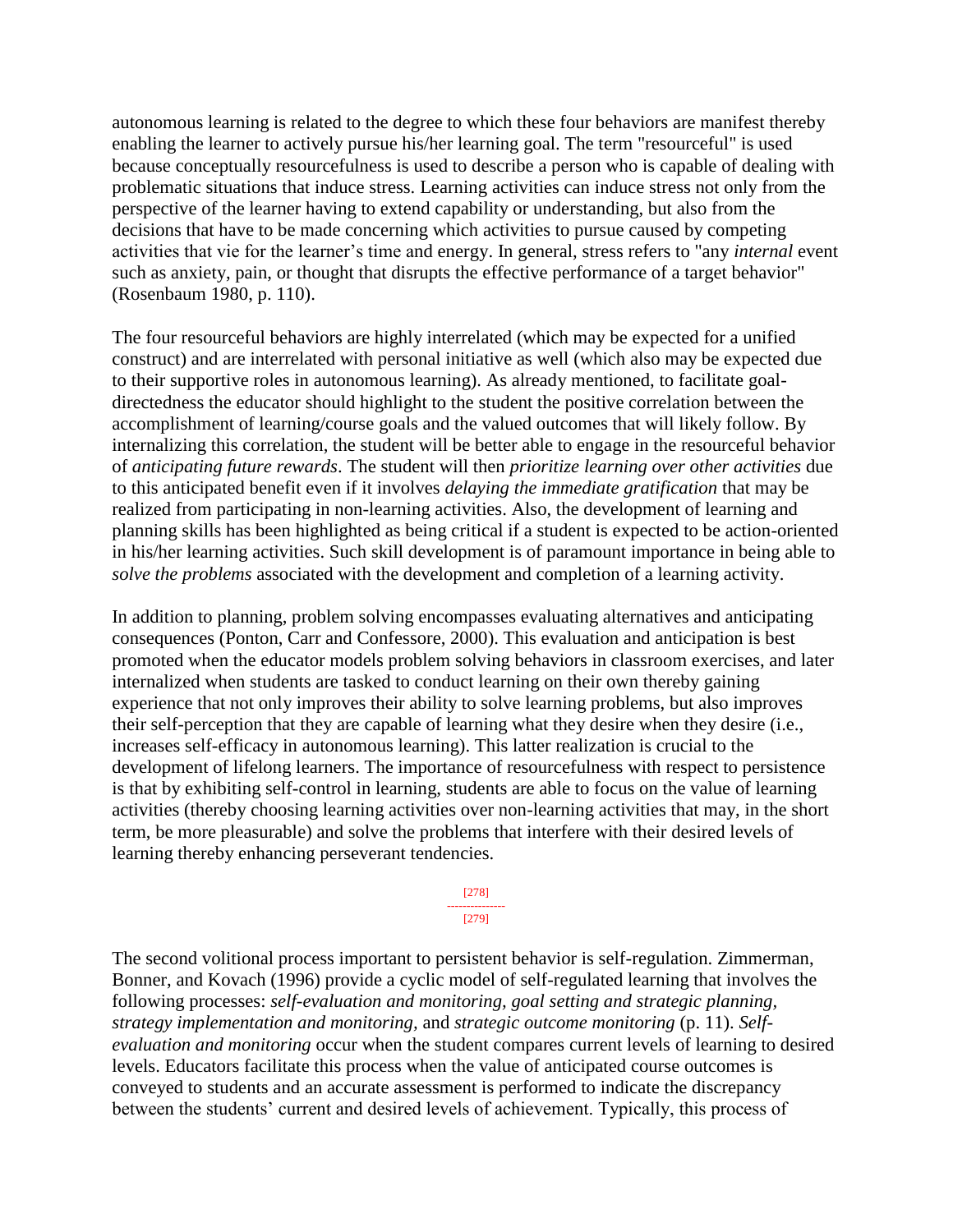autonomous learning is related to the degree to which these four behaviors are manifest thereby enabling the learner to actively pursue his/her learning goal. The term "resourceful" is used because conceptually resourcefulness is used to describe a person who is capable of dealing with problematic situations that induce stress. Learning activities can induce stress not only from the perspective of the learner having to extend capability or understanding, but also from the decisions that have to be made concerning which activities to pursue caused by competing activities that vie for the learner's time and energy. In general, stress refers to "any *internal* event such as anxiety, pain, or thought that disrupts the effective performance of a target behavior" (Rosenbaum 1980, p. 110).

The four resourceful behaviors are highly interrelated (which may be expected for a unified construct) and are interrelated with personal initiative as well (which also may be expected due to their supportive roles in autonomous learning). As already mentioned, to facilitate goal-directedness the educator should highlight to the student the positive correlation between the accomplishment of learning/course goals and the valued outcomes that will likely follow. By internalizing this correlation, the student will be better able to engage in the resourceful behavior of *anticipating future rewards*. The student will then *prioritize learning over other activities* due to this anticipated benefit even if it involves *delaying the immediate gratification* that may be realized from participating in non-learning activities. Also, the development of learning and planning skills has been highlighted as being critical if a student is expected to be action-oriented in his/her learning activities. Such skill development is of paramount importance in being able to *solve the problems* associated with the development and completion of a learning activity.

In addition to planning, problem solving encompasses evaluating alternatives and anticipating consequences (Ponton, Carr and Confessore, 2000). This evaluation and anticipation is best promoted when the educator models problem solving behaviors in classroom exercises, and later internalized when students are tasked to conduct learning on their own thereby gaining experience that not only improves their ability to solve learning problems, but also improves their self-perception that they are capable of learning what they desire when they desire (i.e., increases self-efficacy in autonomous learning). This latter realization is crucial to the development of lifelong learners. The importance of resourcefulness with respect to persistence is that by exhibiting self-control in learning, students are able to focus on the value of learning activities (thereby choosing learning activities over non-learning activities that may, in the short term, be more pleasurable) and solve the problems that interfere with their desired levels of learning thereby enhancing perseverant tendencies.

The second volitional process important to persistent behavior is self-regulation. Zimmerman, Bonner, and Kovach (1996) provide a cyclic model of self-regulated learning that involves the following processes: *self-evaluation and monitoring, goal setting and strategic planning, strategy implementation and monitoring,* and *strategic outcome monitoring* (p. 11). *Self-evaluation and monitoring* occur when the student compares current levels of learning to desired levels. Educators facilitate this process when the value of anticipated course outcomes is conveyed to students and an accurate assessment is performed to indicate the discrepancy between the students' current and desired levels of achievement. Typically, this process of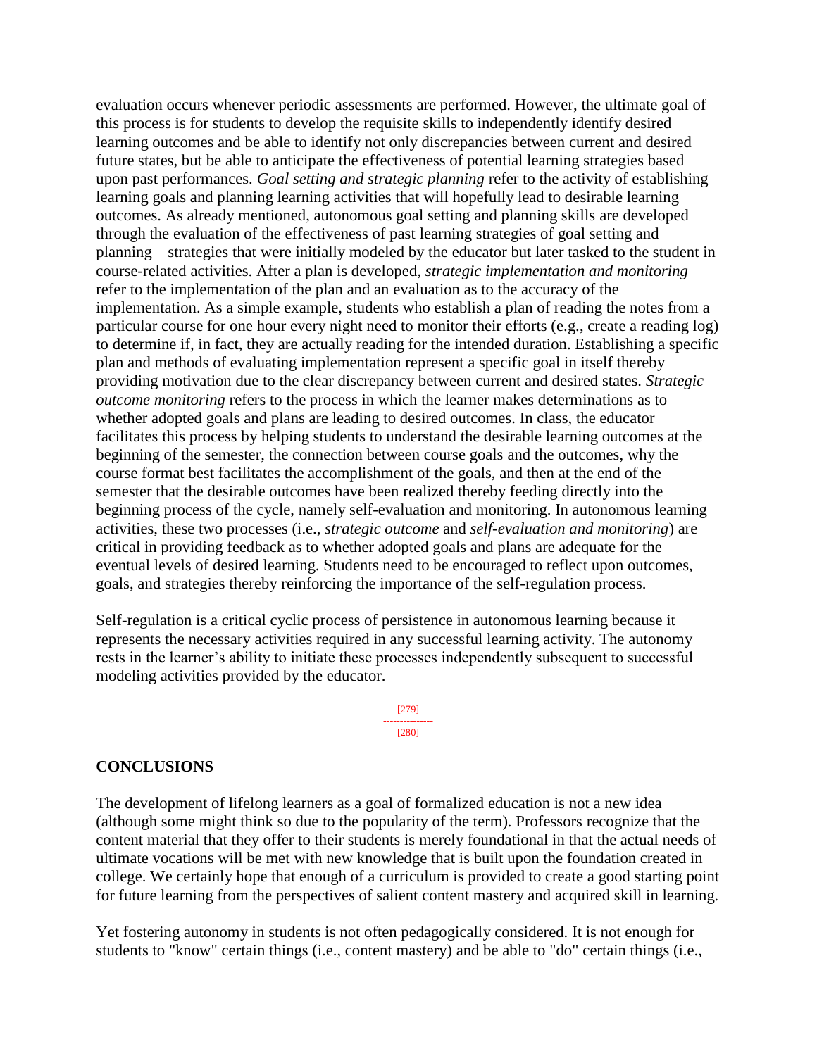evaluation occurs whenever periodic assessments are performed. However, the ultimate goal of this process is for students to develop the requisite skills to independently identify desired learning outcomes and be able to identify not only discrepancies between current and desired future states, but be able to anticipate the effectiveness of potential learning strategies based upon past performances. *Goal setting and strategic planning* refer to the activity of establishing learning goals and planning learning activities that will hopefully lead to desirable learning outcomes. As already mentioned, autonomous goal setting and planning skills are developed through the evaluation of the effectiveness of past learning strategies of goal setting and planning—strategies that were initially modeled by the educator but later tasked to the student in course-related activities. After a plan is developed, *strategic implementation and monitoring* refer to the implementation of the plan and an evaluation as to the accuracy of the implementation. As a simple example, students who establish a plan of reading the notes from a particular course for one hour every night need to monitor their efforts (e.g., create a reading log) to determine if, in fact, they are actually reading for the intended duration. Establishing a specific plan and methods of evaluating implementation represent a specific goal in itself thereby providing motivation due to the clear discrepancy between current and desired states. *Strategic outcome monitoring* refers to the process in which the learner makes determinations as to whether adopted goals and plans are leading to desired outcomes. In class, the educator facilitates this process by helping students to understand the desirable learning outcomes at the beginning of the semester, the connection between course goals and the outcomes, why the course format best facilitates the accomplishment of the goals, and then at the end of the semester that the desirable outcomes have been realized thereby feeding directly into the beginning process of the cycle, namely self-evaluation and monitoring. In autonomous learning activities, these two processes (i.e., *strategic outcome* and *self-evaluation and monitoring*) are critical in providing feedback as to whether adopted goals and plans are adequate for the eventual levels of desired learning. Students need to be encouraged to reflect upon outcomes, goals, and strategies thereby reinforcing the importance of the self-regulation process.

Self-regulation is a critical cyclic process of persistence in autonomous learning because it represents the necessary activities required in any successful learning activity. The autonomy rests in the learner's ability to initiate these processes independently subsequent to successful modeling activities provided by the educator.

## CONCLUSIONS

The development of lifelong learners as a goal of formalized education is not a new idea (although some might think so due to the popularity of the term). Professors recognize that the content material that they offer to their students is merely foundational in that the actual needs of ultimate vocations will be met with new knowledge that is built upon the foundation created in college. We certainly hope that enough of a curriculum is provided to create a good starting point for future learning from the perspectives of salient content mastery and acquired skill in learning.

Yet fostering autonomy in students is not often pedagogically considered. It is not enough for students to "know" certain things (i.e., content mastery) and be able to "do" certain things (i.e.,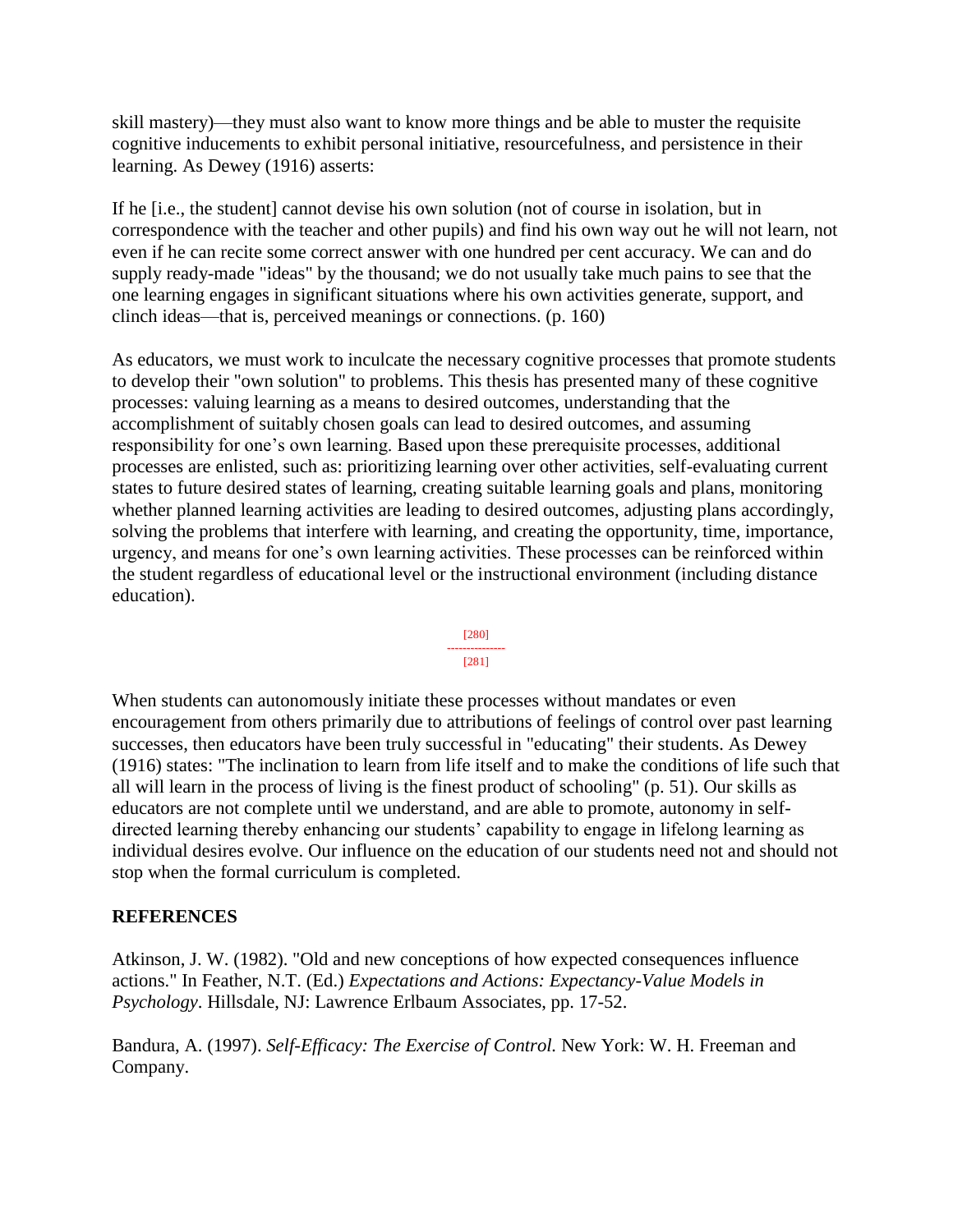skill mastery)—they must also want to know more things and be able to muster the requisite cognitive inducements to exhibit personal initiative, resourcefulness, and persistence in their learning. As Dewey (1916) asserts:

If he [i.e., the student] cannot devise his own solution (not of course in isolation, but in correspondence with the teacher and other pupils) and find his own way out he will not learn, not even if he can recite some correct answer with one hundred per cent accuracy. We can and do supply ready-made "ideas" by the thousand; we do not usually take much pains to see that the one learning engages in significant situations where his own activities generate, support, and clinch ideas—that is, perceived meanings or connections. (p. 160)

As educators, we must work to inculcate the necessary cognitive processes that promote students to develop their "own solution" to problems. This thesis has presented many of these cognitive processes: valuing learning as a means to desired outcomes, understanding that the accomplishment of suitably chosen goals can lead to desired outcomes, and assuming responsibility for one's own learning. Based upon these prerequisite processes, additional processes are enlisted, such as: prioritizing learning over other activities, self-evaluating current states to future desired states of learning, creating suitable learning goals and plans, monitoring whether planned learning activities are leading to desired outcomes, adjusting plans accordingly, solving the problems that interfere with learning, and creating the opportunity, time, importance, urgency, and means for one's own learning activities. These processes can be reinforced within the student regardless of educational level or the instructional environment (including distance education).

When students can autonomously initiate these processes without mandates or even encouragement from others primarily due to attributions of feelings of control over past learning successes, then educators have been truly successful in "educating" their students. As Dewey (1916) states: "The inclination to learn from life itself and to make the conditions of life such that all will learn in the process of living is the finest product of schooling" (p. 51). Our skills as educators are not complete until we understand, and are able to promote, autonomy in self-directed learning thereby enhancing our students' capability to engage in lifelong learning as individual desires evolve. Our influence on the education of our students need not and should not stop when the formal curriculum is completed.

## REFERENCES

Atkinson, J. W. (1982). "Old and new conceptions of how expected consequences influence actions." In Feather, N.T. (Ed.) *Expectations and Actions: Expectancy-Value Models in Psychology*. Hillsdale, NJ: Lawrence Erlbaum Associates, pp. 17-52.

Bandura, A. (1997). *Self-Efficacy: The Exercise of Control.* New York: W. H. Freeman and Company.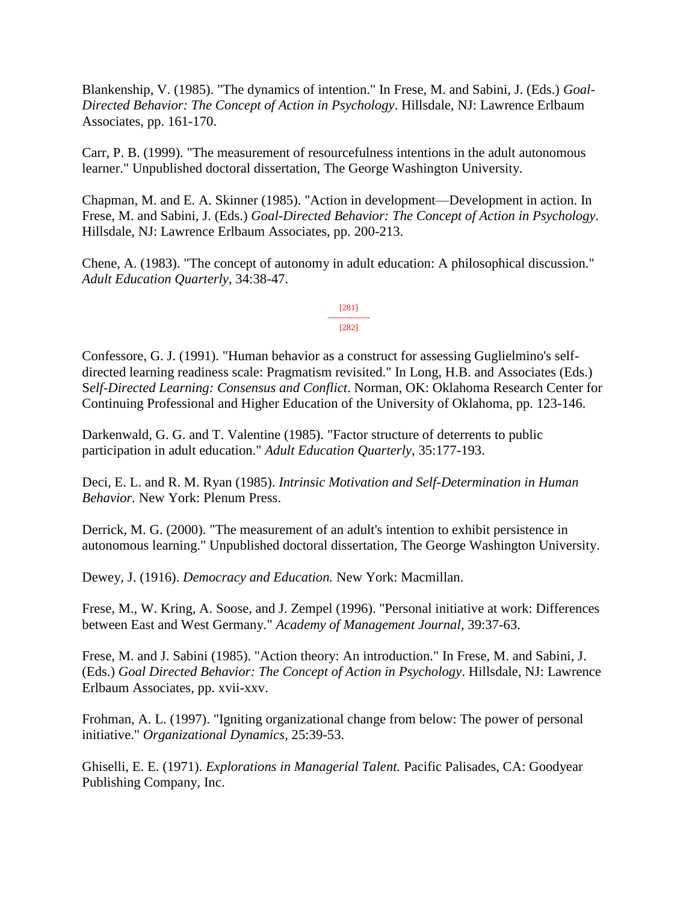Blankenship, V. (1985). "The dynamics of intention." In Frese, M. and Sabini, J. (Eds.) *Goal-Directed Behavior: The Concept of Action in Psychology*. Hillsdale, NJ: Lawrence Erlbaum Associates, pp. 161-170.

Carr, P. B. (1999). "The measurement of resourcefulness intentions in the adult autonomous learner." Unpublished doctoral dissertation, The George Washington University.

Chapman, M. and E. A. Skinner (1985). "Action in development—Development in action. In Frese, M. and Sabini, J. (Eds.) *Goal-Directed Behavior: The Concept of Action in Psychology*. Hillsdale, NJ: Lawrence Erlbaum Associates, pp. 200-213.

Chene, A. (1983). "The concept of autonomy in adult education: A philosophical discussion." *Adult Education Quarterly*, 34:38-47.

Confessore, G. J. (1991). "Human behavior as a construct for assessing Guglielmino's self-directed learning readiness scale: Pragmatism revisited." In Long, H.B. and Associates (Eds.) S*elf-Directed Learning: Consensus and Conflict*. Norman, OK: Oklahoma Research Center for Continuing Professional and Higher Education of the University of Oklahoma, pp. 123-146.

Darkenwald, G. G. and T. Valentine (1985). "Factor structure of deterrents to public participation in adult education." *Adult Education Quarterly*, 35:177-193.

Deci, E. L. and R. M. Ryan (1985). *Intrinsic Motivation and Self-Determination in Human Behavior*. New York: Plenum Press.

Derrick, M. G. (2000). "The measurement of an adult's intention to exhibit persistence in autonomous learning." Unpublished doctoral dissertation, The George Washington University.

Dewey, J. (1916). *Democracy and Education.* New York: Macmillan.

Frese, M., W. Kring, A. Soose, and J. Zempel (1996). "Personal initiative at work: Differences between East and West Germany." *Academy of Management Journal*, 39:37-63.

Frese, M. and J. Sabini (1985). "Action theory: An introduction." In Frese, M. and Sabini, J. (Eds.) *Goal Directed Behavior: The Concept of Action in Psychology*. Hillsdale, NJ: Lawrence Erlbaum Associates, pp. xvii-xxv.

Frohman, A. L. (1997). "Igniting organizational change from below: The power of personal initiative." *Organizational Dynamics*, 25:39-53.

Ghiselli, E. E. (1971). *Explorations in Managerial Talent.* Pacific Palisades, CA: Goodyear Publishing Company, Inc.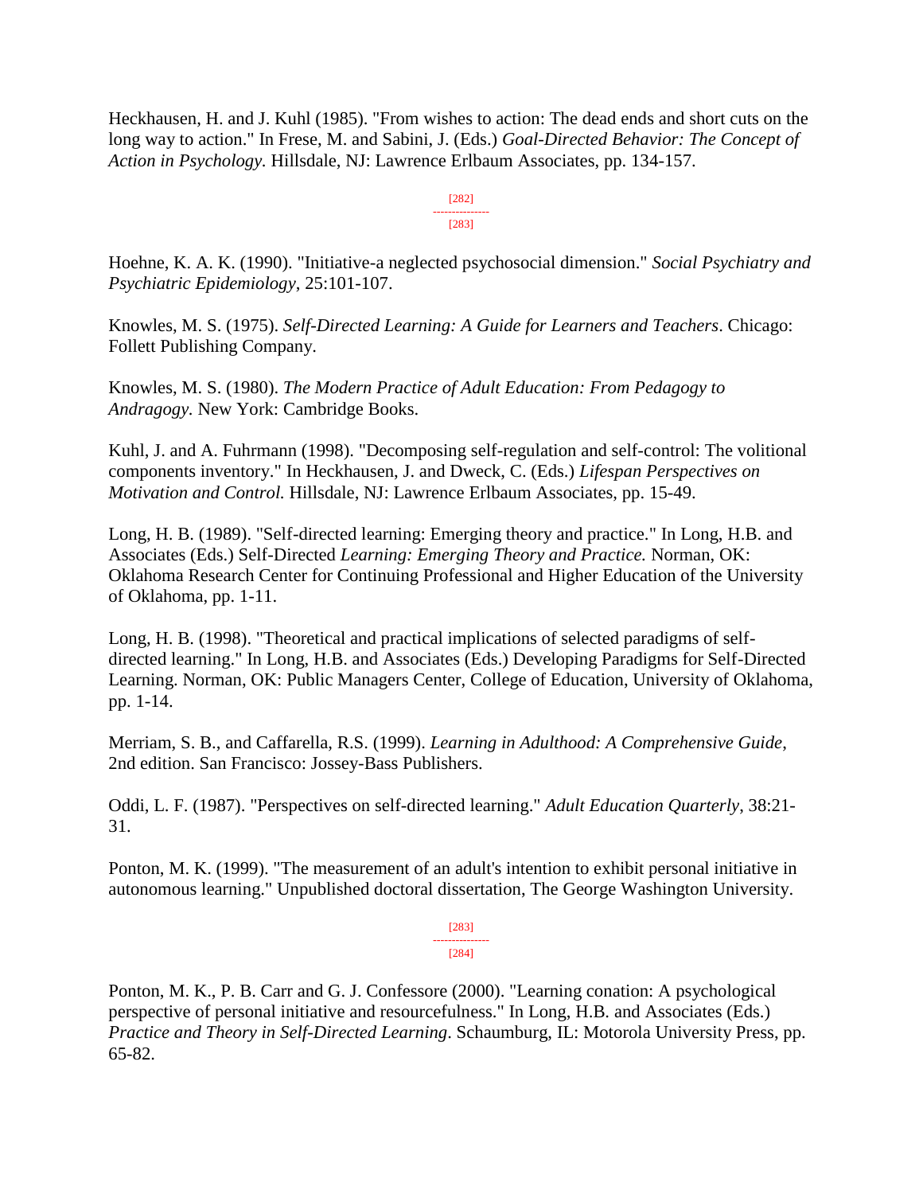Heckhausen, H. and J. Kuhl (1985). "From wishes to action: The dead ends and short cuts on the long way to action." In Frese, M. and Sabini, J. (Eds.) *Goal-Directed Behavior: The Concept of Action in Psychology.* Hillsdale, NJ: Lawrence Erlbaum Associates, pp. 134-157.

Hoehne, K. A. K. (1990). "Initiative-a neglected psychosocial dimension." *Social Psychiatry and Psychiatric Epidemiology*, 25:101-107.

Knowles, M. S. (1975). *Self-Directed Learning: A Guide for Learners and Teachers*. Chicago: Follett Publishing Company.

Knowles, M. S. (1980). *The Modern Practice of Adult Education: From Pedagogy to Andragogy.* New York: Cambridge Books.

Kuhl, J. and A. Fuhrmann (1998). "Decomposing self-regulation and self-control: The volitional components inventory." In Heckhausen, J. and Dweck, C. (Eds.) *Lifespan Perspectives on Motivation and Control.* Hillsdale, NJ: Lawrence Erlbaum Associates, pp. 15-49.

Long, H. B. (1989). "Self-directed learning: Emerging theory and practice." In Long, H.B. and Associates (Eds.) Self-Directed *Learning: Emerging Theory and Practice.* Norman, OK: Oklahoma Research Center for Continuing Professional and Higher Education of the University of Oklahoma, pp. 1-11.

Long, H. B. (1998). "Theoretical and practical implications of selected paradigms of self-directed learning." In Long, H.B. and Associates (Eds.) Developing Paradigms for Self-Directed Learning. Norman, OK: Public Managers Center, College of Education, University of Oklahoma, pp. 1-14.

Merriam, S. B., and Caffarella, R.S. (1999). *Learning in Adulthood: A Comprehensive Guide*, 2nd edition. San Francisco: Jossey-Bass Publishers.

Oddi, L. F. (1987). "Perspectives on self-directed learning." *Adult Education Quarterly*, 38:21-31.

Ponton, M. K. (1999). "The measurement of an adult's intention to exhibit personal initiative in autonomous learning." Unpublished doctoral dissertation, The George Washington University.

Ponton, M. K., P. B. Carr and G. J. Confessore (2000). "Learning conation: A psychological perspective of personal initiative and resourcefulness." In Long, H.B. and Associates (Eds.) *Practice and Theory in Self-Directed Learning*. Schaumburg, IL: Motorola University Press, pp. 65-82.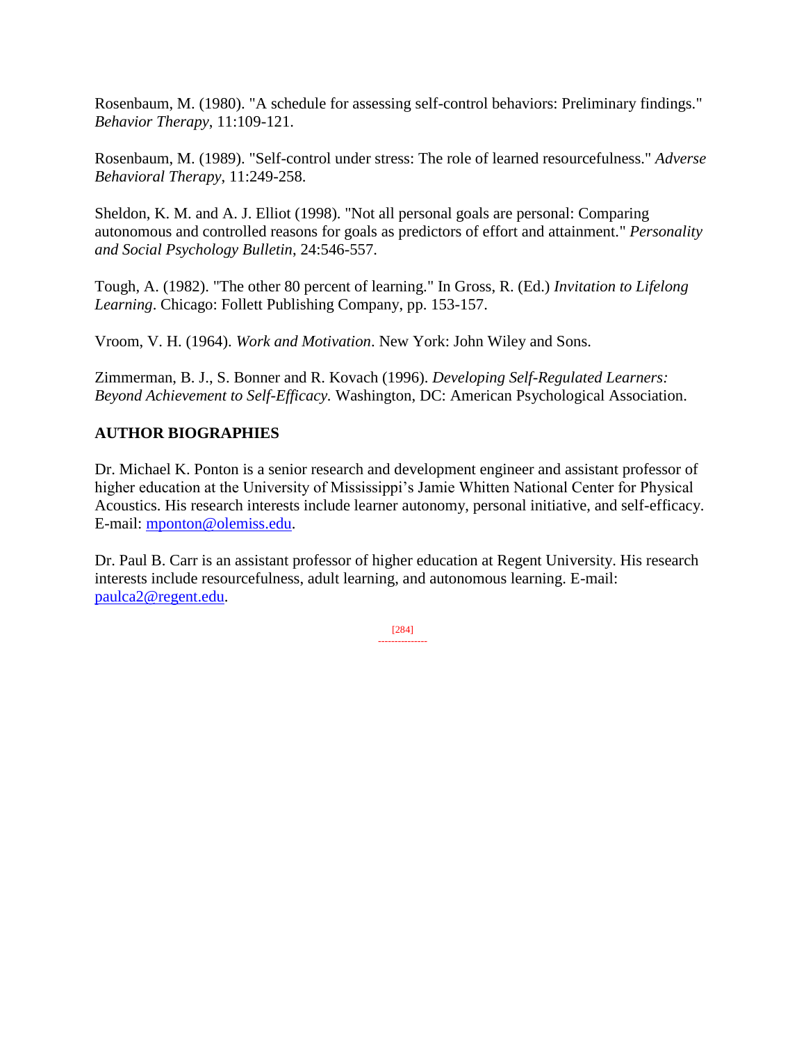Rosenbaum, M. (1980). "A schedule for assessing self-control behaviors: Preliminary findings." *Behavior Therapy*, 11:109-121.

Rosenbaum, M. (1989). "Self-control under stress: The role of learned resourcefulness." *Adverse Behavioral Therapy*, 11:249-258.

Sheldon, K. M. and A. J. Elliot (1998). "Not all personal goals are personal: Comparing autonomous and controlled reasons for goals as predictors of effort and attainment." *Personality and Social Psychology Bulletin*, 24:546-557.

Tough, A. (1982). "The other 80 percent of learning." In Gross, R. (Ed.) *Invitation to Lifelong Learning*. Chicago: Follett Publishing Company, pp. 153-157.

Vroom, V. H. (1964). *Work and Motivation*. New York: John Wiley and Sons.

Zimmerman, B. J., S. Bonner and R. Kovach (1996). *Developing Self-Regulated Learners: Beyond Achievement to Self-Efficacy*. Washington, DC: American Psychological Association.

## AUTHOR BIOGRAPHIES

Dr. Michael K. Ponton is a senior research and development engineer and assistant professor of higher education at the University of Mississippi's Jamie Whitten National Center for Physical Acoustics. His research interests include learner autonomy, personal initiative, and self-efficacy. E-mail: mponton@olemiss.edu.

Dr. Paul B. Carr is an assistant professor of higher education at Regent University. His research interests include resourcefulness, adult learning, and autonomous learning. E-mail: paulca2@regent.edu.